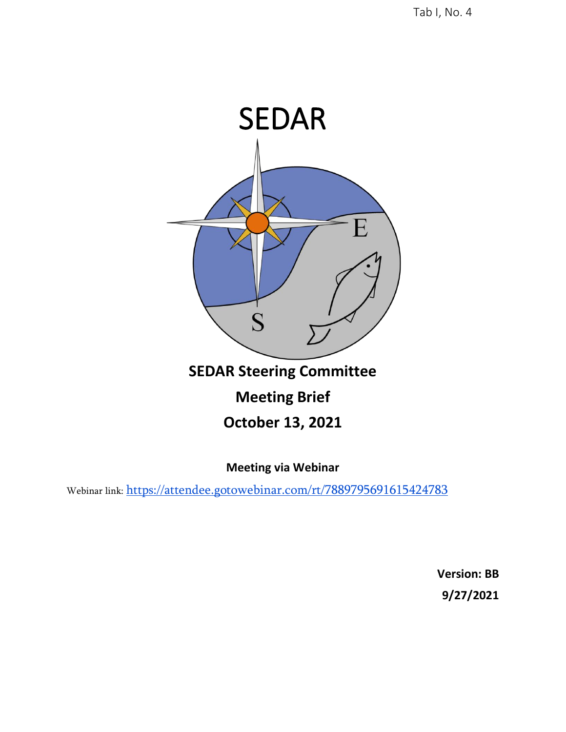Tab I, No. 4

# SEDAR

**SEDAR Steering Committee**

**Meeting Brief**

**October 13, 2021**

**Meeting via Webinar**

Webinar link: https://attendee.gotowebinar.com/rt/7889795691615424783

**Version: BB**

**9/27/2021**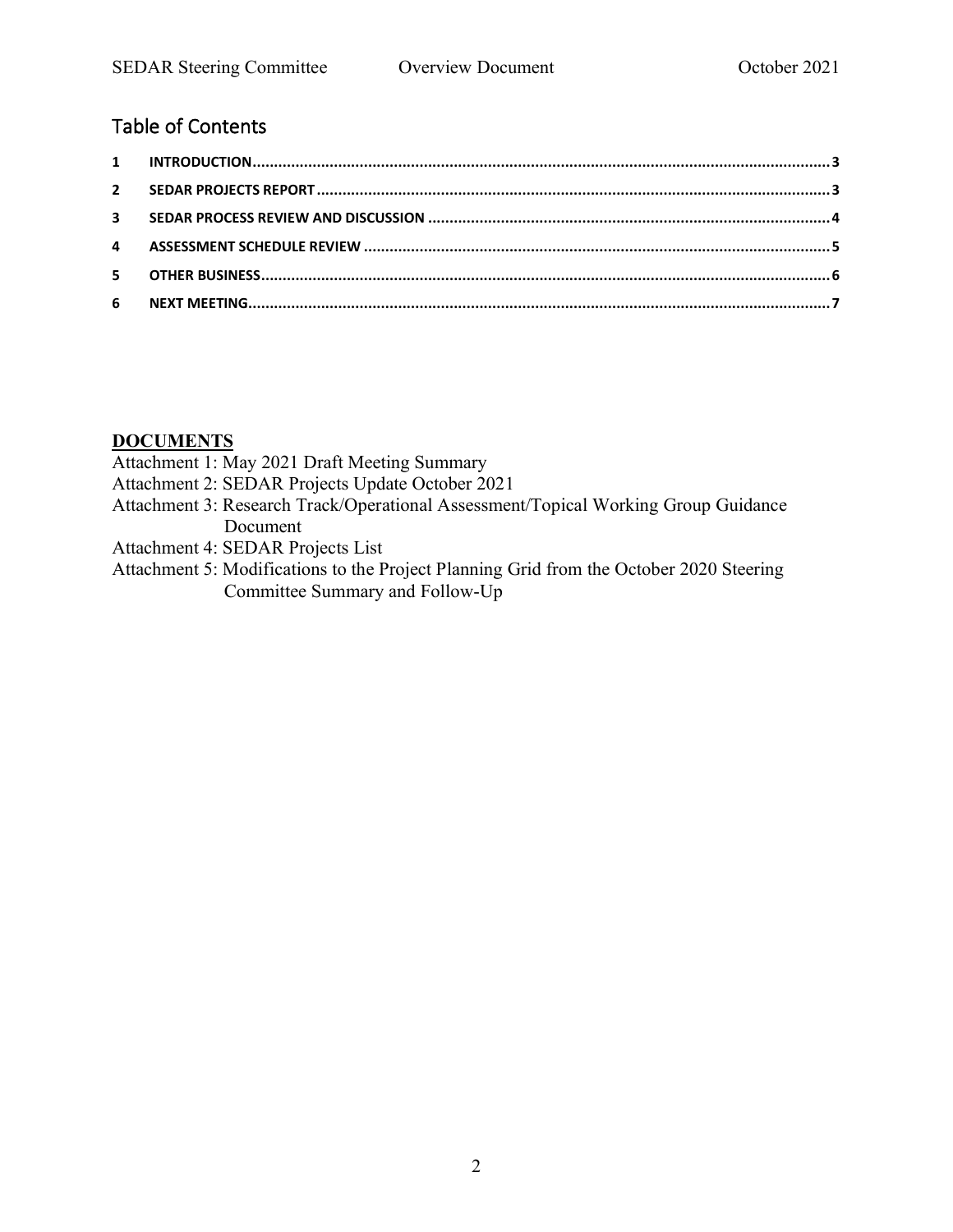## Table of Contents

| | | |
|---|---|---|
| 1 | INTRODUCTION | 3 |
| 2 | SEDAR PROJECTS REPORT | 3 |
| 3 | SEDAR PROCESS REVIEW AND DISCUSSION | 4 |
| 4 | ASSESSMENT SCHEDULE REVIEW | 5 |
| 5 | OTHER BUSINESS | 6 |
| 6 | NEXT MEETING | 7 |

**DOCUMENTS**

Attachment 1: May 2021 Draft Meeting Summary
Attachment 2: SEDAR Projects Update October 2021
Attachment 3: Research Track/Operational Assessment/Topical Working Group Guidance Document
Attachment 4: SEDAR Projects List
Attachment 5: Modifications to the Project Planning Grid from the October 2020 Steering Committee Summary and Follow-Up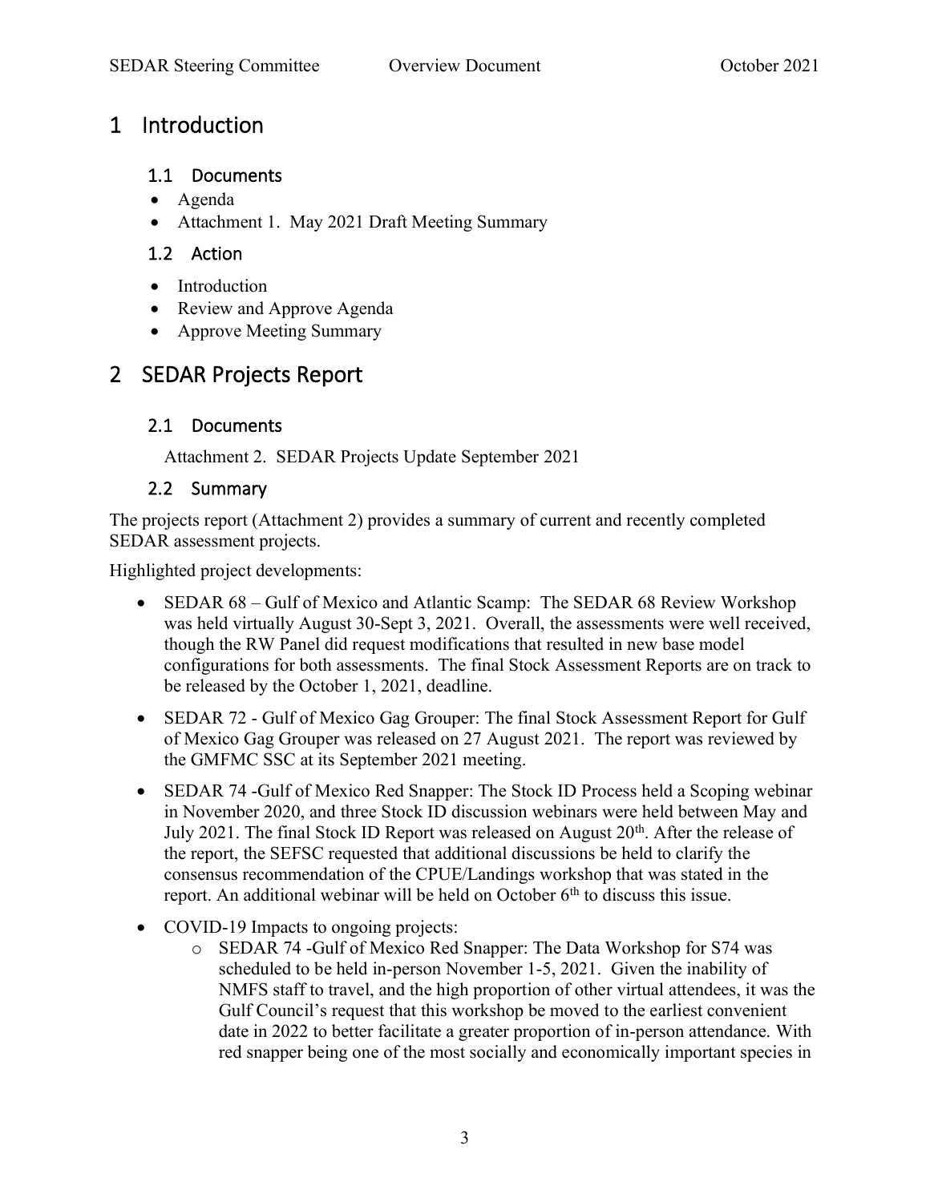# 1 Introduction

## 1.1 Documents

- Agenda
- Attachment 1. May 2021 Draft Meeting Summary

## 1.2 Action

- Introduction
- Review and Approve Agenda
- Approve Meeting Summary

# 2 SEDAR Projects Report

## 2.1 Documents

Attachment 2. SEDAR Projects Update September 2021

## 2.2 Summary

The projects report (Attachment 2) provides a summary of current and recently completed SEDAR assessment projects.

Highlighted project developments:

- SEDAR 68 – Gulf of Mexico and Atlantic Scamp: The SEDAR 68 Review Workshop was held virtually August 30-Sept 3, 2021. Overall, the assessments were well received, though the RW Panel did request modifications that resulted in new base model configurations for both assessments. The final Stock Assessment Reports are on track to be released by the October 1, 2021, deadline.
- SEDAR 72 - Gulf of Mexico Gag Grouper: The final Stock Assessment Report for Gulf of Mexico Gag Grouper was released on 27 August 2021. The report was reviewed by the GMFMC SSC at its September 2021 meeting.
- SEDAR 74 -Gulf of Mexico Red Snapper: The Stock ID Process held a Scoping webinar in November 2020, and three Stock ID discussion webinars were held between May and July 2021. The final Stock ID Report was released on August 20th. After the release of the report, the SEFSC requested that additional discussions be held to clarify the consensus recommendation of the CPUE/Landings workshop that was stated in the report. An additional webinar will be held on October 6th to discuss this issue.
- COVID-19 Impacts to ongoing projects:
  - SEDAR 74 -Gulf of Mexico Red Snapper: The Data Workshop for S74 was scheduled to be held in-person November 1-5, 2021. Given the inability of NMFS staff to travel, and the high proportion of other virtual attendees, it was the Gulf Council's request that this workshop be moved to the earliest convenient date in 2022 to better facilitate a greater proportion of in-person attendance. With red snapper being one of the most socially and economically important species in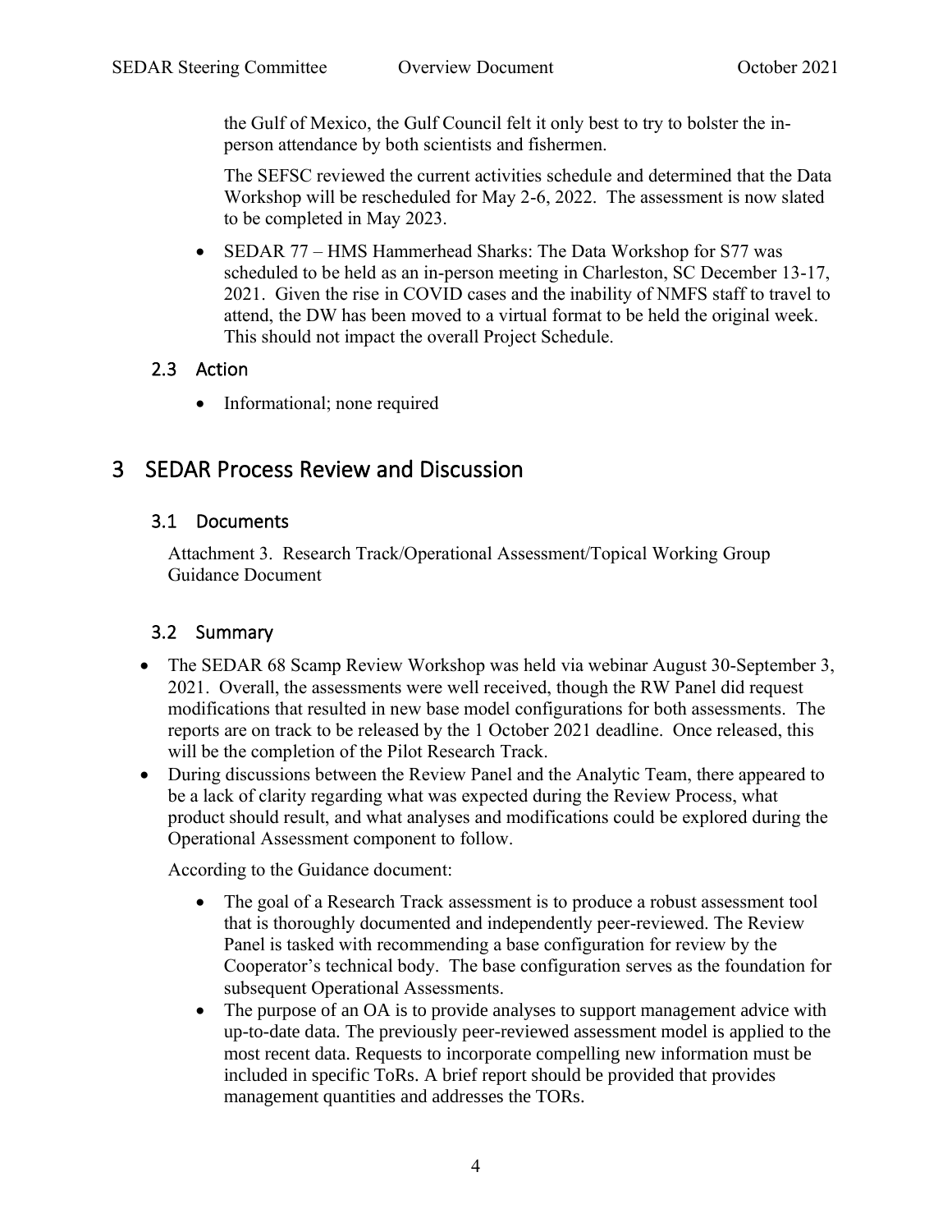the Gulf of Mexico, the Gulf Council felt it only best to try to bolster the in-person attendance by both scientists and fishermen.

The SEFSC reviewed the current activities schedule and determined that the Data Workshop will be rescheduled for May 2-6, 2022. The assessment is now slated to be completed in May 2023.

- SEDAR 77 – HMS Hammerhead Sharks: The Data Workshop for S77 was scheduled to be held as an in-person meeting in Charleston, SC December 13-17, 2021. Given the rise in COVID cases and the inability of NMFS staff to travel to attend, the DW has been moved to a virtual format to be held the original week. This should not impact the overall Project Schedule.

### 2.3 Action

- Informational; none required

## 3 SEDAR Process Review and Discussion

### 3.1 Documents

Attachment 3. Research Track/Operational Assessment/Topical Working Group Guidance Document

### 3.2 Summary

- The SEDAR 68 Scamp Review Workshop was held via webinar August 30-September 3, 2021. Overall, the assessments were well received, though the RW Panel did request modifications that resulted in new base model configurations for both assessments. The reports are on track to be released by the 1 October 2021 deadline. Once released, this will be the completion of the Pilot Research Track.
- During discussions between the Review Panel and the Analytic Team, there appeared to be a lack of clarity regarding what was expected during the Review Process, what product should result, and what analyses and modifications could be explored during the Operational Assessment component to follow.

  According to the Guidance document:

  - The goal of a Research Track assessment is to produce a robust assessment tool that is thoroughly documented and independently peer-reviewed. The Review Panel is tasked with recommending a base configuration for review by the Cooperator's technical body. The base configuration serves as the foundation for subsequent Operational Assessments.
  - The purpose of an OA is to provide analyses to support management advice with up-to-date data. The previously peer-reviewed assessment model is applied to the most recent data. Requests to incorporate compelling new information must be included in specific ToRs. A brief report should be provided that provides management quantities and addresses the TORs.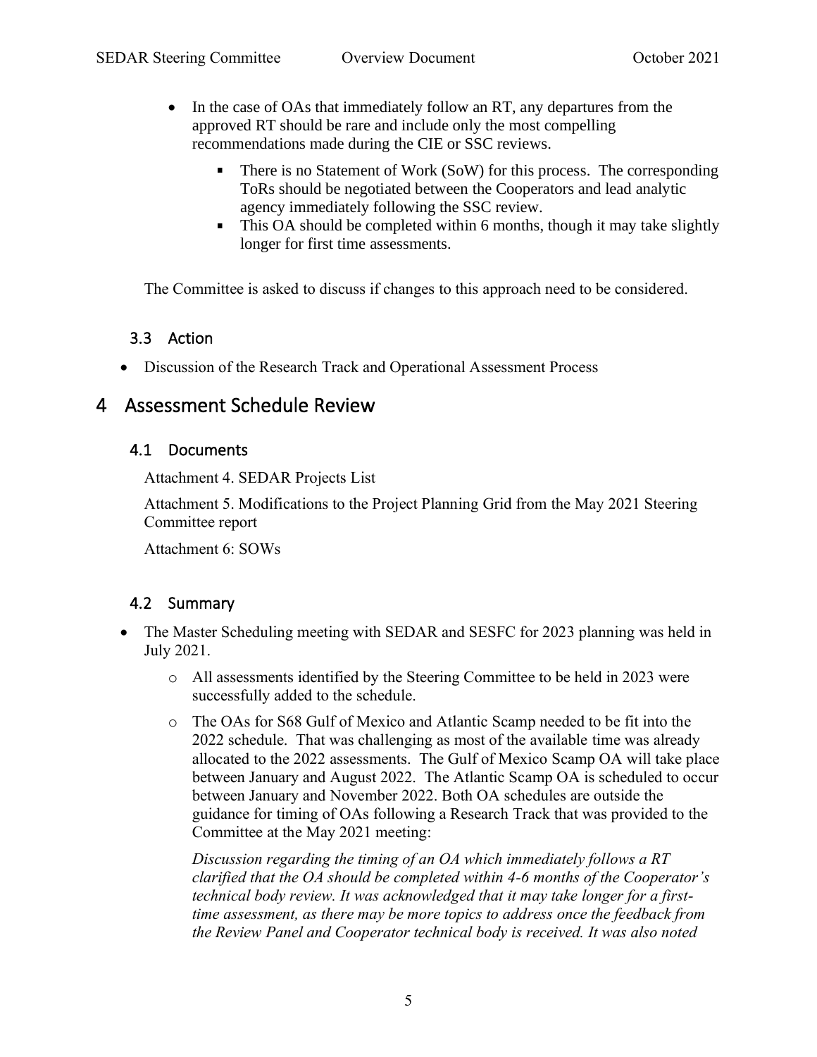- In the case of OAs that immediately follow an RT, any departures from the approved RT should be rare and include only the most compelling recommendations made during the CIE or SSC reviews.
    - There is no Statement of Work (SoW) for this process. The corresponding ToRs should be negotiated between the Cooperators and lead analytic agency immediately following the SSC review.
    - This OA should be completed within 6 months, though it may take slightly longer for first time assessments.

The Committee is asked to discuss if changes to this approach need to be considered.

### 3.3 Action

- Discussion of the Research Track and Operational Assessment Process

## 4 Assessment Schedule Review

### 4.1 Documents

Attachment 4. SEDAR Projects List

Attachment 5. Modifications to the Project Planning Grid from the May 2021 Steering Committee report

Attachment 6: SOWs

### 4.2 Summary

- The Master Scheduling meeting with SEDAR and SESFC for 2023 planning was held in July 2021.
    - All assessments identified by the Steering Committee to be held in 2023 were successfully added to the schedule.
    - The OAs for S68 Gulf of Mexico and Atlantic Scamp needed to be fit into the 2022 schedule. That was challenging as most of the available time was already allocated to the 2022 assessments. The Gulf of Mexico Scamp OA will take place between January and August 2022. The Atlantic Scamp OA is scheduled to occur between January and November 2022. Both OA schedules are outside the guidance for timing of OAs following a Research Track that was provided to the Committee at the May 2021 meeting:

      *Discussion regarding the timing of an OA which immediately follows a RT clarified that the OA should be completed within 4-6 months of the Cooperator's technical body review. It was acknowledged that it may take longer for a first-time assessment, as there may be more topics to address once the feedback from the Review Panel and Cooperator technical body is received. It was also noted*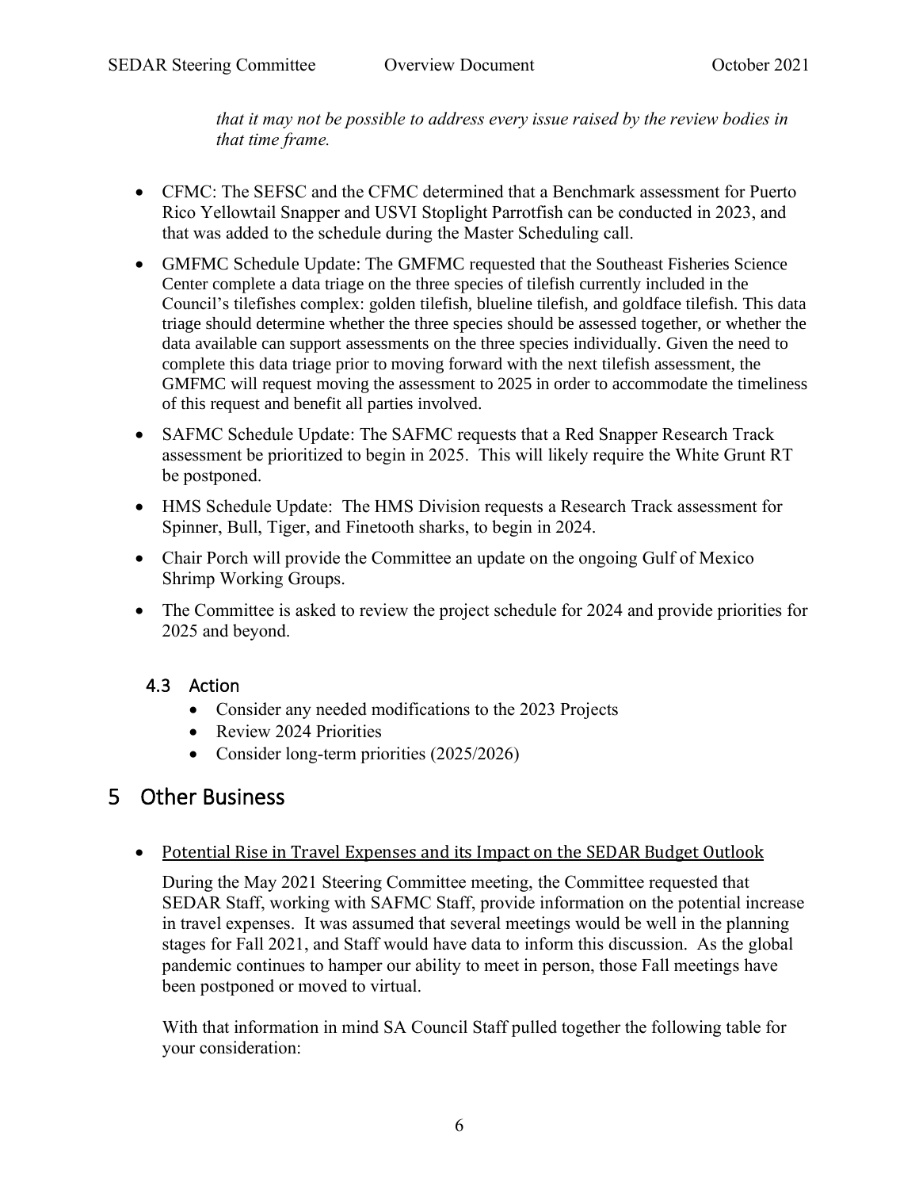*that it may not be possible to address every issue raised by the review bodies in that time frame.*

- CFMC: The SEFSC and the CFMC determined that a Benchmark assessment for Puerto Rico Yellowtail Snapper and USVI Stoplight Parrotfish can be conducted in 2023, and that was added to the schedule during the Master Scheduling call.
- GMFMC Schedule Update: The GMFMC requested that the Southeast Fisheries Science Center complete a data triage on the three species of tilefish currently included in the Council's tilefishes complex: golden tilefish, blueline tilefish, and goldface tilefish. This data triage should determine whether the three species should be assessed together, or whether the data available can support assessments on the three species individually. Given the need to complete this data triage prior to moving forward with the next tilefish assessment, the GMFMC will request moving the assessment to 2025 in order to accommodate the timeliness of this request and benefit all parties involved.
- SAFMC Schedule Update: The SAFMC requests that a Red Snapper Research Track assessment be prioritized to begin in 2025. This will likely require the White Grunt RT be postponed.
- HMS Schedule Update: The HMS Division requests a Research Track assessment for Spinner, Bull, Tiger, and Finetooth sharks, to begin in 2024.
- Chair Porch will provide the Committee an update on the ongoing Gulf of Mexico Shrimp Working Groups.
- The Committee is asked to review the project schedule for 2024 and provide priorities for 2025 and beyond.

### 4.3 Action

- Consider any needed modifications to the 2023 Projects
- Review 2024 Priorities
- Consider long-term priorities (2025/2026)

## 5 Other Business

- Potential Rise in Travel Expenses and its Impact on the SEDAR Budget Outlook

  During the May 2021 Steering Committee meeting, the Committee requested that SEDAR Staff, working with SAFMC Staff, provide information on the potential increase in travel expenses. It was assumed that several meetings would be well in the planning stages for Fall 2021, and Staff would have data to inform this discussion. As the global pandemic continues to hamper our ability to meet in person, those Fall meetings have been postponed or moved to virtual.

  With that information in mind SA Council Staff pulled together the following table for your consideration: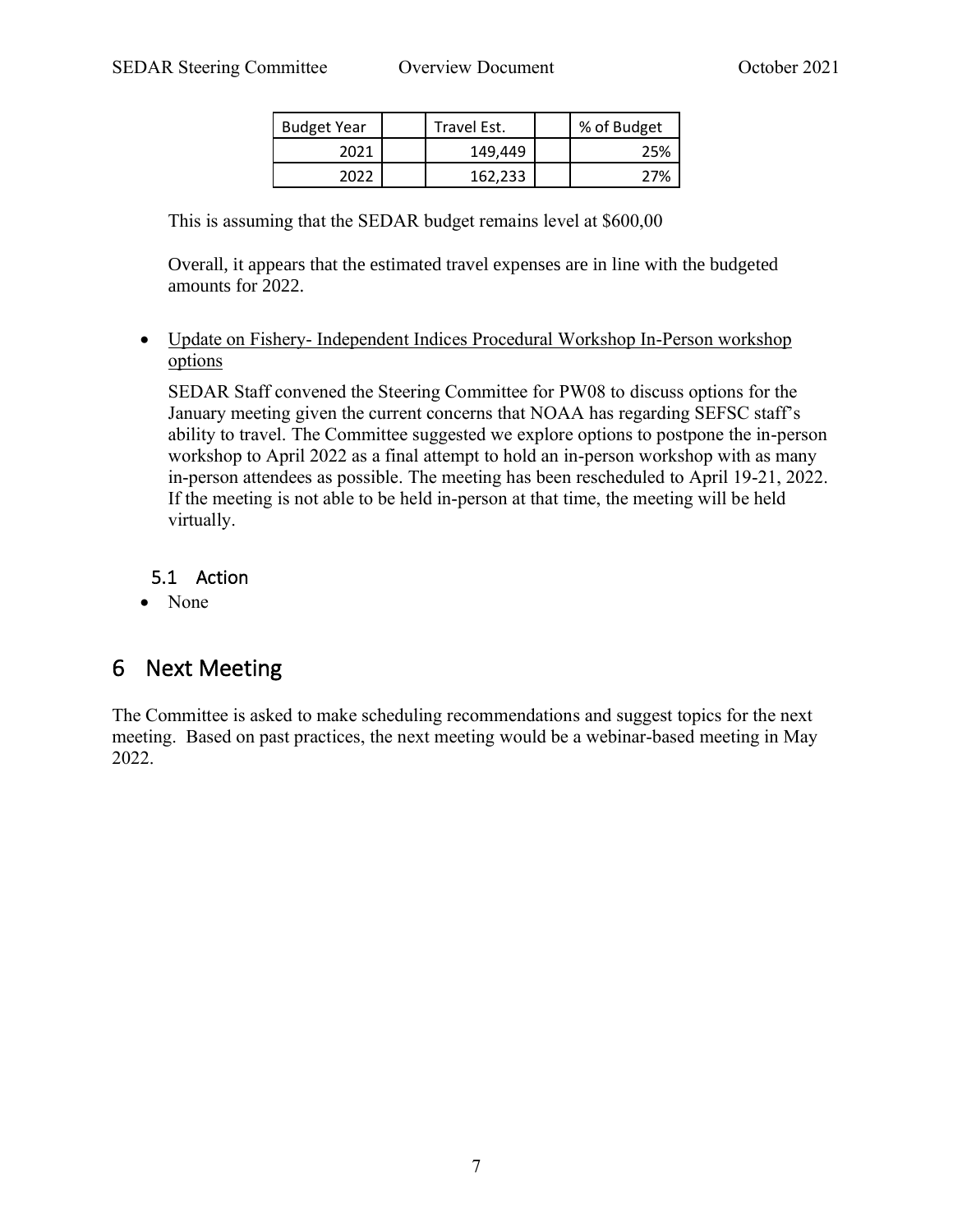| Budget Year | | Travel Est. | | % of Budget |
|---|---|---|---|---|
| 2021 | | 149,449 | | 25% |
| 2022 | | 162,233 | | 27% |

This is assuming that the SEDAR budget remains level at $600,00

Overall, it appears that the estimated travel expenses are in line with the budgeted amounts for 2022.

- Update on Fishery- Independent Indices Procedural Workshop In-Person workshop options

  SEDAR Staff convened the Steering Committee for PW08 to discuss options for the January meeting given the current concerns that NOAA has regarding SEFSC staff's ability to travel. The Committee suggested we explore options to postpone the in-person workshop to April 2022 as a final attempt to hold an in-person workshop with as many in-person attendees as possible. The meeting has been rescheduled to April 19-21, 2022. If the meeting is not able to be held in-person at that time, the meeting will be held virtually.

### 5.1 Action

- None

## 6 Next Meeting

The Committee is asked to make scheduling recommendations and suggest topics for the next meeting. Based on past practices, the next meeting would be a webinar-based meeting in May 2022.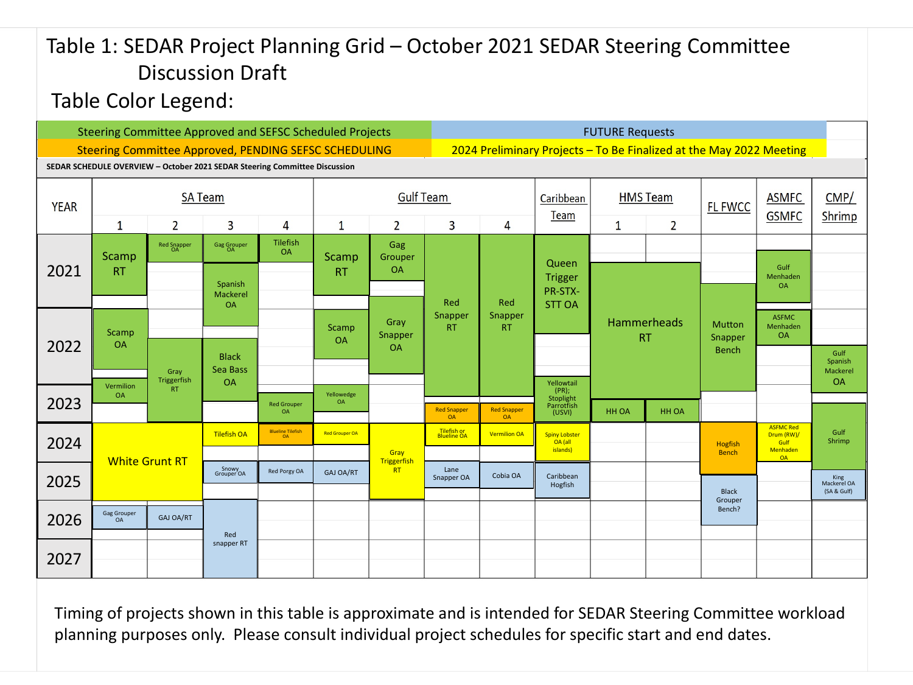# Table 1: SEDAR Project Planning Grid – October 2021 SEDAR Steering Committee Discussion Draft

## Table Color Legend:

| | |
|---|---|
| Steering Committee Approved and SEFSC Scheduled Projects | FUTURE Requests |
| Steering Committee Approved, PENDING SEFSC SCHEDULING | 2024 Preliminary Projects – To Be Finalized at the May 2022 Meeting |

SEDAR SCHEDULE OVERVIEW – October 2021 SEDAR Steering Committee Discussion

| YEAR | SA Team 1 | SA Team 2 | SA Team 3 | SA Team 4 | Gulf Team 1 | Gulf Team 2 | Gulf Team 3 | Gulf Team 4 | Caribbean Team | HMS Team 1 | HMS Team 2 | FL FWCC | ASMFC/ GSMFC | CMP/ Shrimp |
|---|---|---|---|---|---|---|---|---|---|---|---|---|---|---|
| 2021 | Scamp RT | Red Snapper OA | Gag Grouper OA; Spanish Mackerel OA | Tilefish OA | Scamp RT | Gag Grouper OA | Red Snapper RT | Red Snapper RT | Queen Trigger PR-STX-STT OA | Hammerheads RT | | | Gulf Menhaden OA | |
| 2022 | Scamp OA | Gray Triggerfish RT | Black Sea Bass OA | | Scamp OA | Gray Snapper OA | Red Snapper RT | Red Snapper RT | | Hammerheads RT | | Mutton Snapper Bench | ASFMC Menhaden OA | Gulf Spanish Mackerel OA |
| 2023 | Vermilion OA | Gray Triggerfish RT | | Red Grouper OA | Yellowedge OA | | Red Snapper OA | Red Snapper OA | Yellowtail (PR); Stoplight Parrotfish (USVI) | HH OA | HH OA | | | |
| 2024 | White Grunt RT | White Grunt RT | Tilefish OA | Blueline Tilefish OA | Red Grouper OA | Gray Triggerfish RT | Tilefish or Blueline OA | Vermilion OA | Spiny Lobster OA (all islands) | | | Hogfish Bench | ASFMC Red Drum (RW)/ Gulf Menhaden OA | Gulf Shrimp |
| 2025 | White Grunt RT | White Grunt RT | Snowy Grouper OA | Red Porgy OA | GAJ OA/RT | Gray Triggerfish RT | Lane Snapper OA | Cobia OA | Caribbean Hogfish | | | Black Grouper Bench? | | King Mackerel OA (SA & Gulf) |
| 2026 | Gag Grouper OA | GAJ OA/RT | Red snapper RT | | | | | | | | | Black Grouper Bench? | | |
| 2027 | | | Red snapper RT | | | | | | | | | | | |

Timing of projects shown in this table is approximate and is intended for SEDAR Steering Committee workload planning purposes only. Please consult individual project schedules for specific start and end dates.